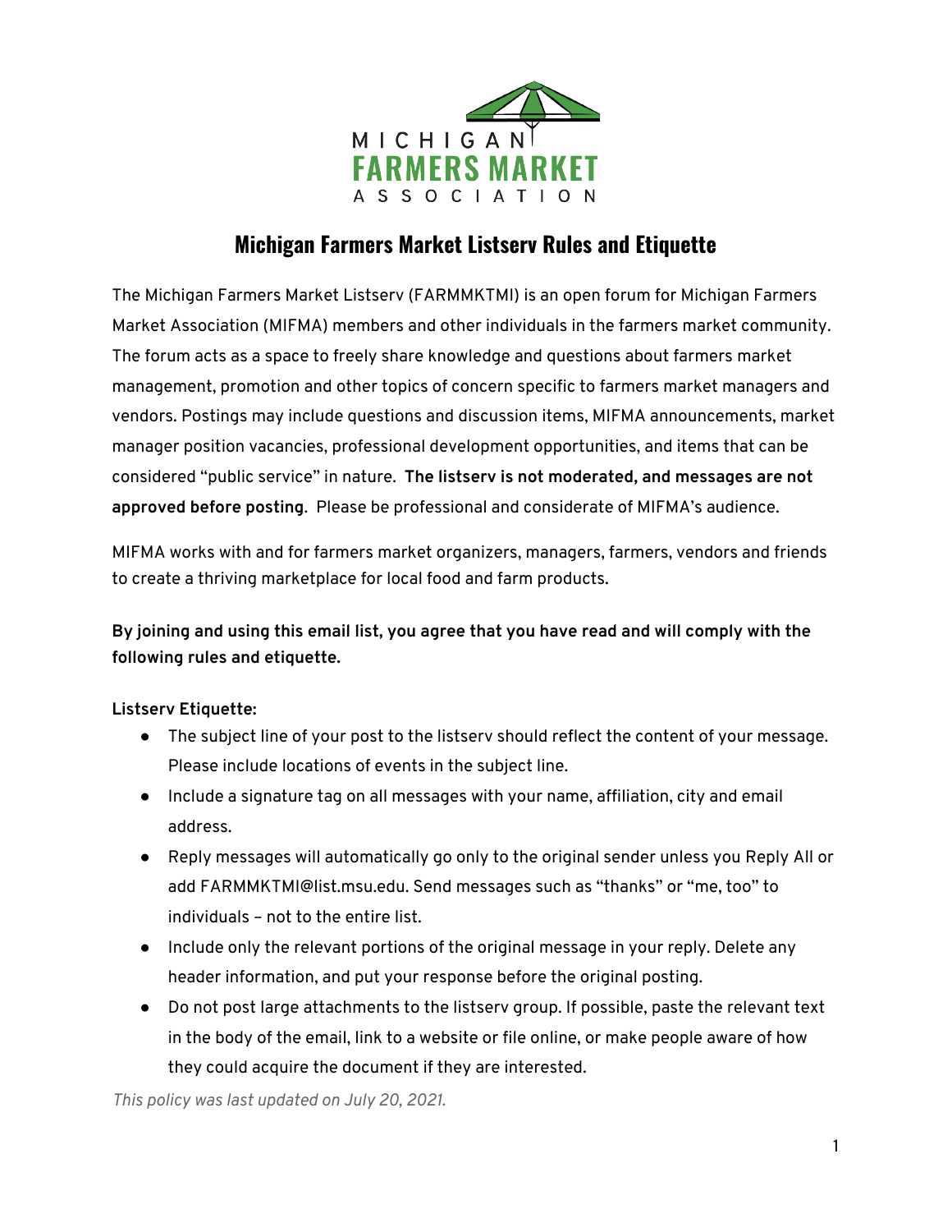MICHIGAN FARMERS MARKET ASSOCIATION

# Michigan Farmers Market Listserv Rules and Etiquette

The Michigan Farmers Market Listserv (FARMMKTMI) is an open forum for Michigan Farmers Market Association (MIFMA) members and other individuals in the farmers market community. The forum acts as a space to freely share knowledge and questions about farmers market management, promotion and other topics of concern specific to farmers market managers and vendors. Postings may include questions and discussion items, MIFMA announcements, market manager position vacancies, professional development opportunities, and items that can be considered "public service" in nature. **The listserv is not moderated, and messages are not approved before posting**. Please be professional and considerate of MIFMA's audience.

MIFMA works with and for farmers market organizers, managers, farmers, vendors and friends to create a thriving marketplace for local food and farm products.

**By joining and using this email list, you agree that you have read and will comply with the following rules and etiquette.**

**Listserv Etiquette:**

- The subject line of your post to the listserv should reflect the content of your message. Please include locations of events in the subject line.
- Include a signature tag on all messages with your name, affiliation, city and email address.
- Reply messages will automatically go only to the original sender unless you Reply All or add FARMMKTMI@list.msu.edu. Send messages such as "thanks" or "me, too" to individuals – not to the entire list.
- Include only the relevant portions of the original message in your reply. Delete any header information, and put your response before the original posting.
- Do not post large attachments to the listserv group. If possible, paste the relevant text in the body of the email, link to a website or file online, or make people aware of how they could acquire the document if they are interested.

*This policy was last updated on July 20, 2021.*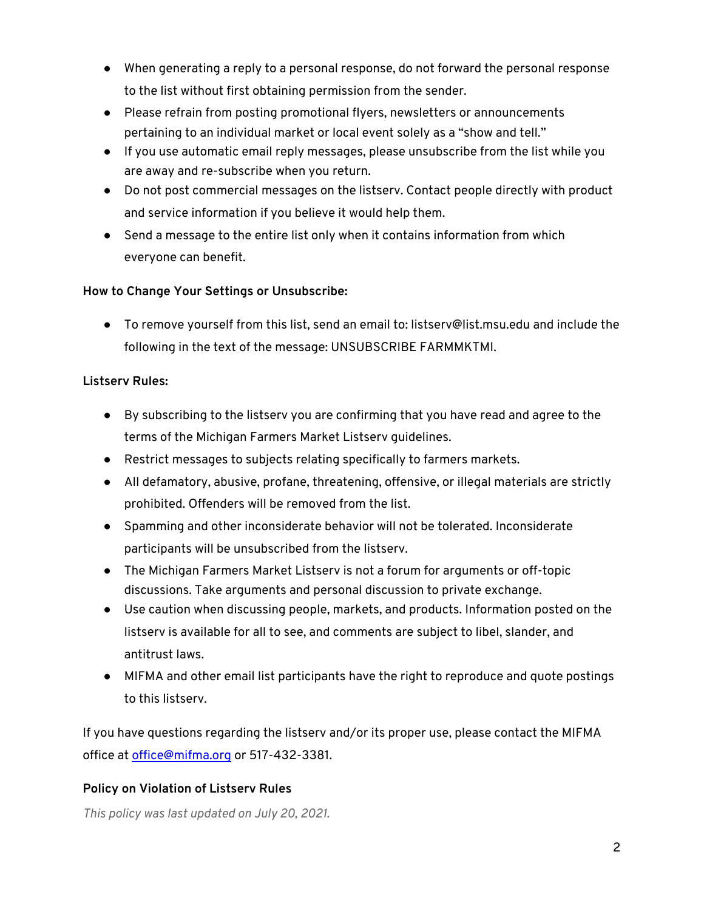- When generating a reply to a personal response, do not forward the personal response to the list without first obtaining permission from the sender.
- Please refrain from posting promotional flyers, newsletters or announcements pertaining to an individual market or local event solely as a "show and tell."
- If you use automatic email reply messages, please unsubscribe from the list while you are away and re-subscribe when you return.
- Do not post commercial messages on the listserv. Contact people directly with product and service information if you believe it would help them.
- Send a message to the entire list only when it contains information from which everyone can benefit.

**How to Change Your Settings or Unsubscribe:**

- To remove yourself from this list, send an email to: listserv@list.msu.edu and include the following in the text of the message: UNSUBSCRIBE FARMMKTMI.

**Listserv Rules:**

- By subscribing to the listserv you are confirming that you have read and agree to the terms of the Michigan Farmers Market Listserv guidelines.
- Restrict messages to subjects relating specifically to farmers markets.
- All defamatory, abusive, profane, threatening, offensive, or illegal materials are strictly prohibited. Offenders will be removed from the list.
- Spamming and other inconsiderate behavior will not be tolerated. Inconsiderate participants will be unsubscribed from the listserv.
- The Michigan Farmers Market Listserv is not a forum for arguments or off-topic discussions. Take arguments and personal discussion to private exchange.
- Use caution when discussing people, markets, and products. Information posted on the listserv is available for all to see, and comments are subject to libel, slander, and antitrust laws.
- MIFMA and other email list participants have the right to reproduce and quote postings to this listserv.

If you have questions regarding the listserv and/or its proper use, please contact the MIFMA office at office@mifma.org or 517-432-3381.

**Policy on Violation of Listserv Rules**

*This policy was last updated on July 20, 2021.*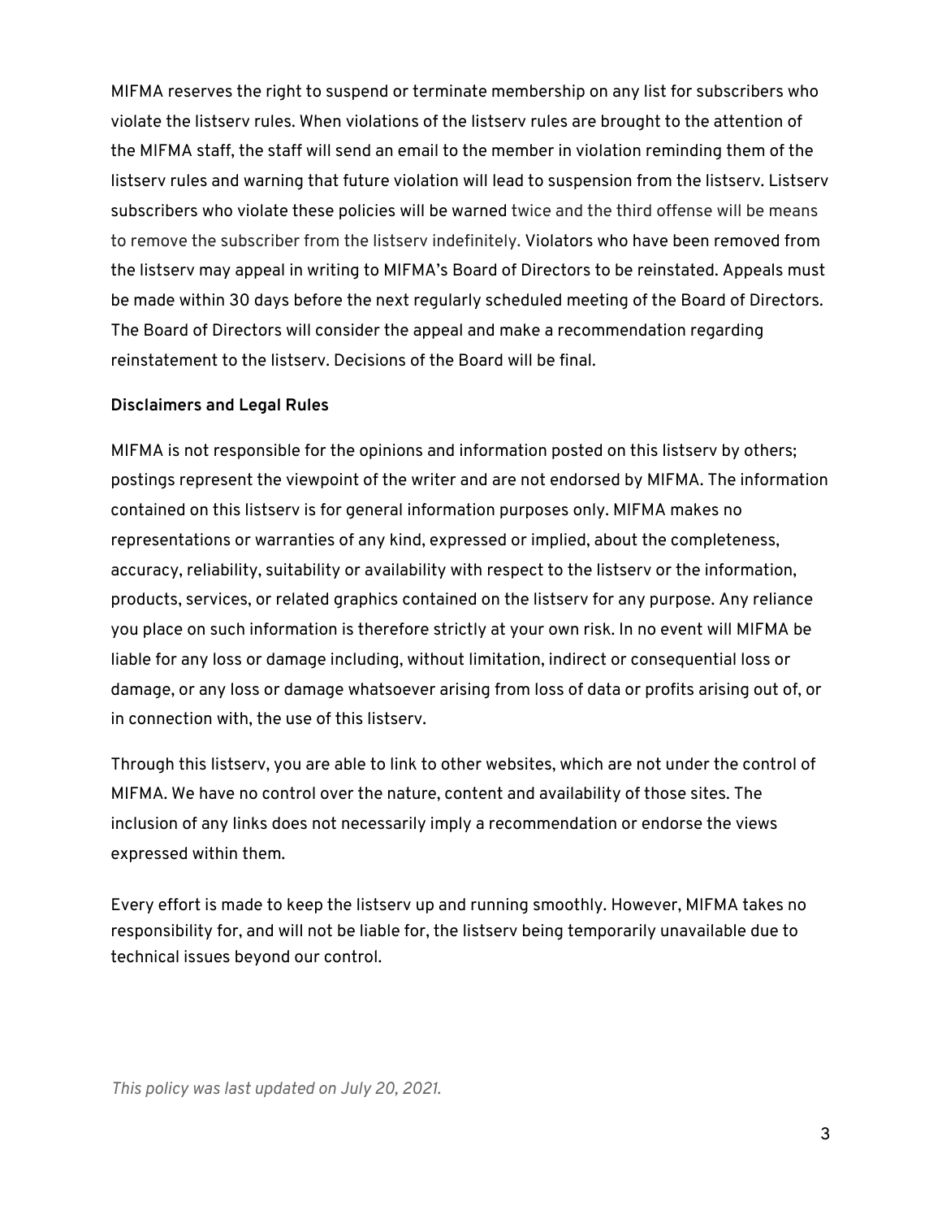MIFMA reserves the right to suspend or terminate membership on any list for subscribers who violate the listserv rules. When violations of the listserv rules are brought to the attention of the MIFMA staff, the staff will send an email to the member in violation reminding them of the listserv rules and warning that future violation will lead to suspension from the listserv. Listserv subscribers who violate these policies will be warned twice and the third offense will be means to remove the subscriber from the listserv indefinitely. Violators who have been removed from the listserv may appeal in writing to MIFMA's Board of Directors to be reinstated. Appeals must be made within 30 days before the next regularly scheduled meeting of the Board of Directors. The Board of Directors will consider the appeal and make a recommendation regarding reinstatement to the listserv. Decisions of the Board will be final.

**Disclaimers and Legal Rules**

MIFMA is not responsible for the opinions and information posted on this listserv by others; postings represent the viewpoint of the writer and are not endorsed by MIFMA. The information contained on this listserv is for general information purposes only. MIFMA makes no representations or warranties of any kind, expressed or implied, about the completeness, accuracy, reliability, suitability or availability with respect to the listserv or the information, products, services, or related graphics contained on the listserv for any purpose. Any reliance you place on such information is therefore strictly at your own risk. In no event will MIFMA be liable for any loss or damage including, without limitation, indirect or consequential loss or damage, or any loss or damage whatsoever arising from loss of data or profits arising out of, or in connection with, the use of this listserv.

Through this listserv, you are able to link to other websites, which are not under the control of MIFMA. We have no control over the nature, content and availability of those sites. The inclusion of any links does not necessarily imply a recommendation or endorse the views expressed within them.

Every effort is made to keep the listserv up and running smoothly. However, MIFMA takes no responsibility for, and will not be liable for, the listserv being temporarily unavailable due to technical issues beyond our control.

*This policy was last updated on July 20, 2021.*